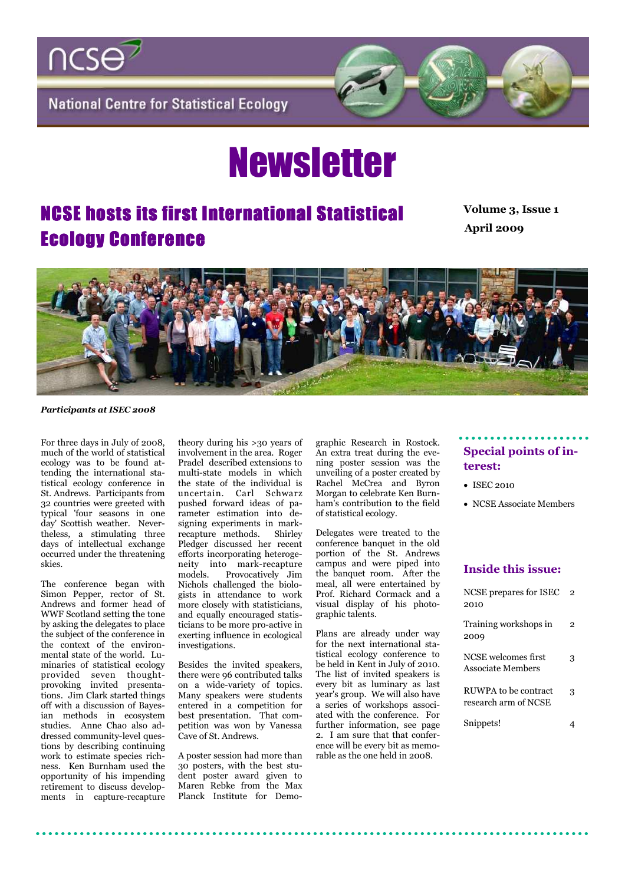# NCSE

National Centre for Statistical Ecology

# Newsletter

## NCSE hosts its first International Statistical Ecology Conference

**Volume 3, Issue 1**

**April 2009**

***Participants at ISEC 2008***

For three days in July of 2008, much of the world of statistical ecology was to be found attending the international statistical ecology conference in St. Andrews. Participants from 32 countries were greeted with typical 'four seasons in one day' Scottish weather. Nevertheless, a stimulating three days of intellectual exchange occurred under the threatening skies.

The conference began with Simon Pepper, rector of St. Andrews and former head of WWF Scotland setting the tone by asking the delegates to place the subject of the conference in the context of the environmental state of the world. Luminaries of statistical ecology provided seven thought-provoking invited presentations. Jim Clark started things off with a discussion of Bayesian methods in ecosystem studies. Anne Chao also addressed community-level questions by describing continuing work to estimate species richness. Ken Burnham used the opportunity of his impending retirement to discuss developments in capture-recapture theory during his >30 years of involvement in the area. Roger Pradel described extensions to multi-state models in which the state of the individual is uncertain. Carl Schwarz pushed forward ideas of parameter estimation into designing experiments in mark-recapture methods. Shirley Pledger discussed her recent efforts incorporating heterogeneity into mark-recapture models. Provocatively Jim Nichols challenged the biologists in attendance to work more closely with statisticians, and equally encouraged statisticians to be more pro-active in exerting influence in ecological investigations.

Besides the invited speakers, there were 96 contributed talks on a wide-variety of topics. Many speakers were students entered in a competition for best presentation. That competition was won by Vanessa Cave of St. Andrews.

A poster session had more than 30 posters, with the best student poster award given to Maren Rebke from the Max Planck Institute for Demographic Research in Rostock. An extra treat during the evening poster session was the unveiling of a poster created by Rachel McCrea and Byron Morgan to celebrate Ken Burnham's contribution to the field of statistical ecology.

Delegates were treated to the conference banquet in the old portion of the St. Andrews campus and were piped into the banquet room. After the meal, all were entertained by Prof. Richard Cormack and a visual display of his photographic talents.

Plans are already under way for the next international statistical ecology conference to be held in Kent in July of 2010. The list of invited speakers is every bit as luminary as last year's group. We will also have a series of workshops associated with the conference. For further information, see page 2. I am sure that that conference will be every bit as memorable as the one held in 2008.

### Special points of interest:

- ISEC 2010
- NCSE Associate Members

### Inside this issue:

| | |
|---|---|
| NCSE prepares for ISEC 2010 | 2 |
| Training workshops in 2009 | 2 |
| NCSE welcomes first Associate Members | 3 |
| RUWPA to be contract research arm of NCSE | 3 |
| Snippets! | 4 |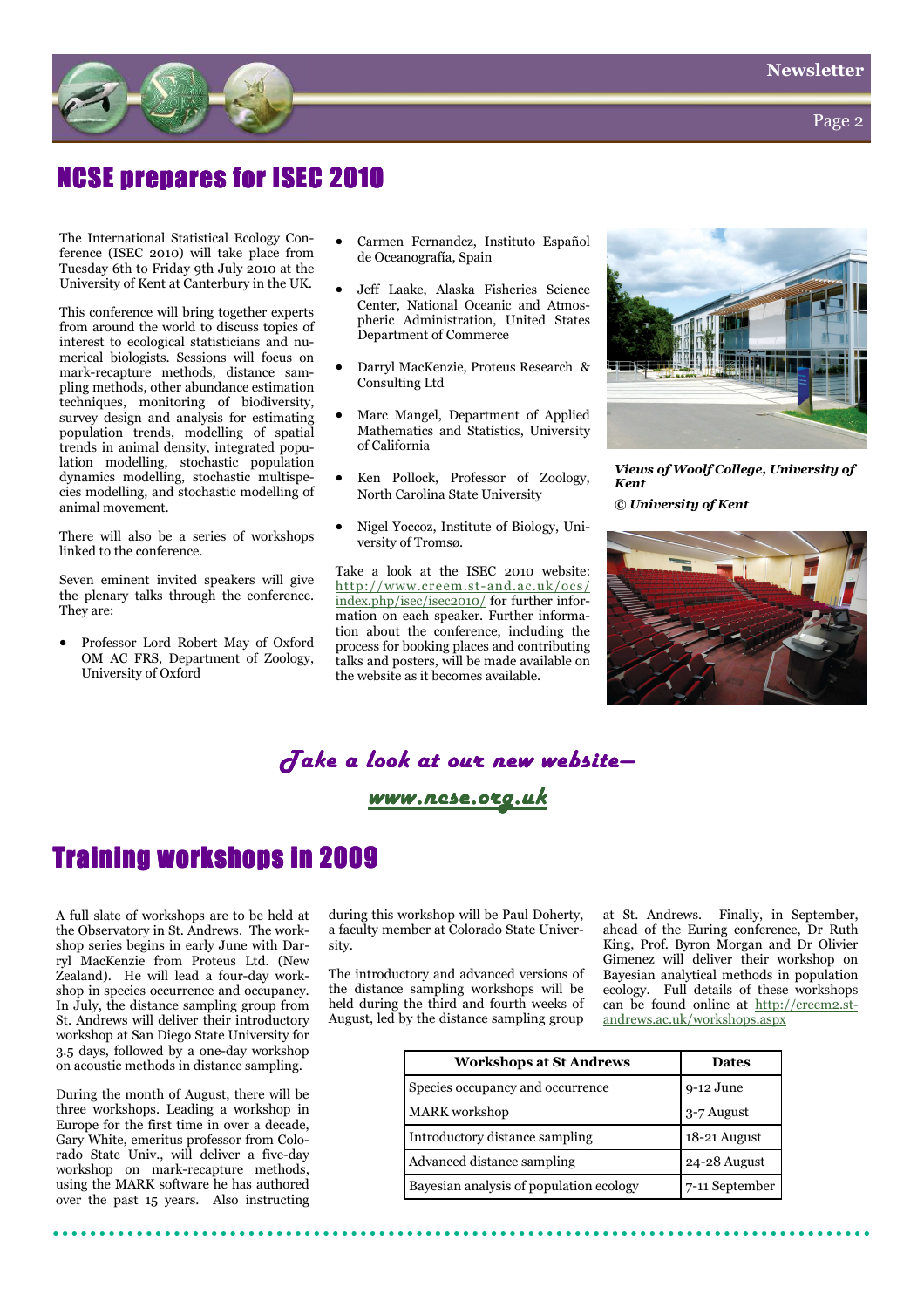## NCSE prepares for ISEC 2010

The International Statistical Ecology Conference (ISEC 2010) will take place from Tuesday 6th to Friday 9th July 2010 at the University of Kent at Canterbury in the UK.

This conference will bring together experts from around the world to discuss topics of interest to ecological statisticians and numerical biologists. Sessions will focus on mark-recapture methods, distance sampling methods, other abundance estimation techniques, monitoring of biodiversity, survey design and analysis for estimating population trends, modelling of spatial trends in animal density, integrated population modelling, stochastic population dynamics modelling, stochastic multispecies modelling, and stochastic modelling of animal movement.

There will also be a series of workshops linked to the conference.

Seven eminent invited speakers will give the plenary talks through the conference. They are:

- Professor Lord Robert May of Oxford OM AC FRS, Department of Zoology, University of Oxford
- Carmen Fernandez, Instituto Español de Oceanografía, Spain
- Jeff Laake, Alaska Fisheries Science Center, National Oceanic and Atmospheric Administration, United States Department of Commerce
- Darryl MacKenzie, Proteus Research & Consulting Ltd
- Marc Mangel, Department of Applied Mathematics and Statistics, University of California
- Ken Pollock, Professor of Zoology, North Carolina State University
- Nigel Yoccoz, Institute of Biology, University of Tromsø.

Take a look at the ISEC 2010 website: http://www.creem.st-and.ac.uk/ocs/index.php/isec/isec2010/ for further information on each speaker. Further information about the conference, including the process for booking places and contributing talks and posters, will be made available on the website as it becomes available.

***Views of Woolf College, University of Kent***

***© University of Kent***

*Take a look at our new website—*

*www.ncse.org.uk*

## Training workshops in 2009

A full slate of workshops are to be held at the Observatory in St. Andrews. The workshop series begins in early June with Darryl MacKenzie from Proteus Ltd. (New Zealand). He will lead a four-day workshop in species occurrence and occupancy. In July, the distance sampling group from St. Andrews will deliver their introductory workshop at San Diego State University for 3.5 days, followed by a one-day workshop on acoustic methods in distance sampling.

During the month of August, there will be three workshops. Leading a workshop in Europe for the first time in over a decade, Gary White, emeritus professor from Colorado State Univ., will deliver a five-day workshop on mark-recapture methods, using the MARK software he has authored over the past 15 years. Also instructing during this workshop will be Paul Doherty, a faculty member at Colorado State University.

The introductory and advanced versions of the distance sampling workshops will be held during the third and fourth weeks of August, led by the distance sampling group at St. Andrews. Finally, in September, ahead of the Euring conference, Dr Ruth King, Prof. Byron Morgan and Dr Olivier Gimenez will deliver their workshop on Bayesian analytical methods in population ecology. Full details of these workshops can be found online at http://creem2.st-andrews.ac.uk/workshops.aspx

| Workshops at St Andrews | Dates |
|---|---|
| Species occupancy and occurrence | 9-12 June |
| MARK workshop | 3-7 August |
| Introductory distance sampling | 18-21 August |
| Advanced distance sampling | 24-28 August |
| Bayesian analysis of population ecology | 7-11 September |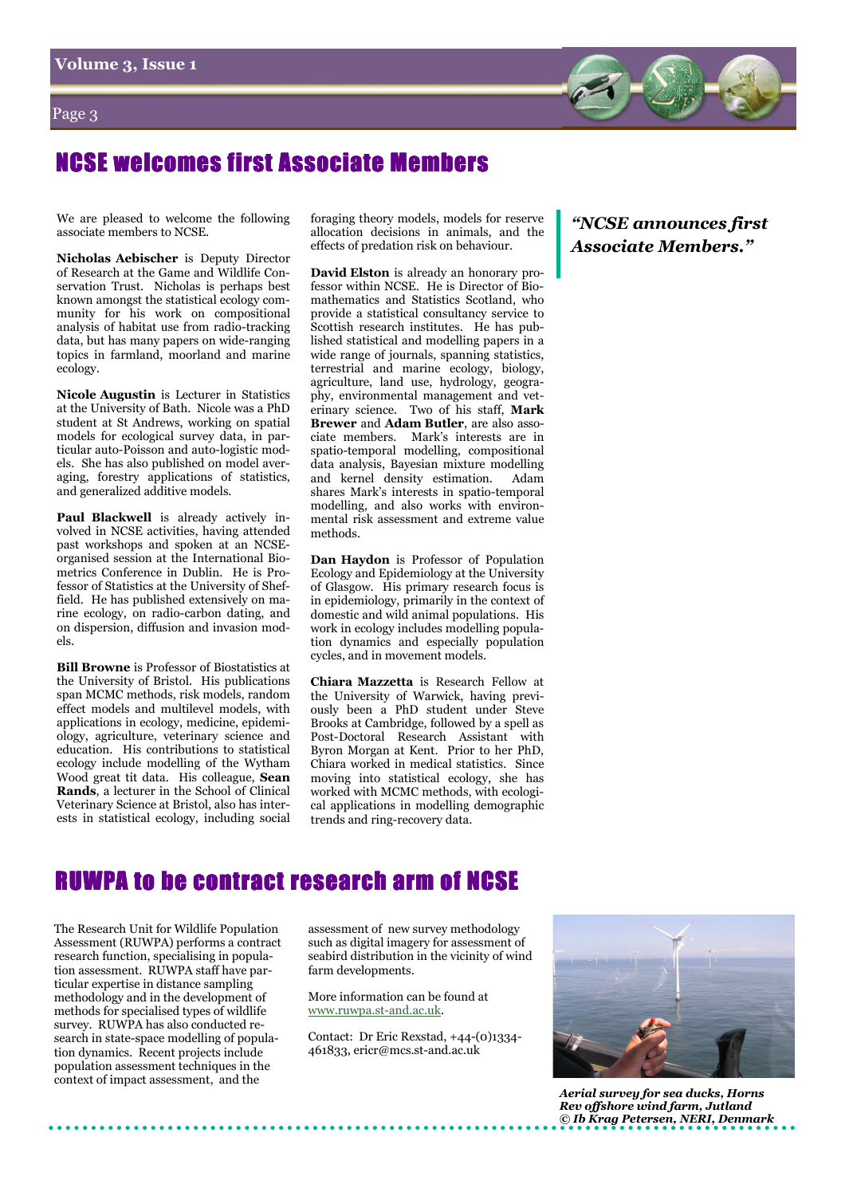# NCSE welcomes first Associate Members

We are pleased to welcome the following associate members to NCSE.

**Nicholas Aebischer** is Deputy Director of Research at the Game and Wildlife Conservation Trust. Nicholas is perhaps best known amongst the statistical ecology community for his work on compositional analysis of habitat use from radio-tracking data, but has many papers on wide-ranging topics in farmland, moorland and marine ecology.

**Nicole Augustin** is Lecturer in Statistics at the University of Bath. Nicole was a PhD student at St Andrews, working on spatial models for ecological survey data, in particular auto-Poisson and auto-logistic models. She has also published on model averaging, forestry applications of statistics, and generalized additive models.

**Paul Blackwell** is already actively involved in NCSE activities, having attended past workshops and spoken at an NCSE-organised session at the International Biometrics Conference in Dublin. He is Professor of Statistics at the University of Sheffield. He has published extensively on marine ecology, on radio-carbon dating, and on dispersion, diffusion and invasion models.

**Bill Browne** is Professor of Biostatistics at the University of Bristol. His publications span MCMC methods, risk models, random effect models and multilevel models, with applications in ecology, medicine, epidemiology, agriculture, veterinary science and education. His contributions to statistical ecology include modelling of the Wytham Wood great tit data. His colleague, **Sean Rands**, a lecturer in the School of Clinical Veterinary Science at Bristol, also has interests in statistical ecology, including social foraging theory models, models for reserve allocation decisions in animals, and the effects of predation risk on behaviour.

**David Elston** is already an honorary professor within NCSE. He is Director of Biomathematics and Statistics Scotland, who provide a statistical consultancy service to Scottish research institutes. He has published statistical and modelling papers in a wide range of journals, spanning statistics, terrestrial and marine ecology, biology, agriculture, land use, hydrology, geography, environmental management and veterinary science. Two of his staff, **Mark Brewer** and **Adam Butler**, are also associate members. Mark's interests are in spatio-temporal modelling, compositional data analysis, Bayesian mixture modelling and kernel density estimation. Adam shares Mark's interests in spatio-temporal modelling, and also works with environmental risk assessment and extreme value methods.

**Dan Haydon** is Professor of Population Ecology and Epidemiology at the University of Glasgow. His primary research focus is in epidemiology, primarily in the context of domestic and wild animal populations. His work in ecology includes modelling population dynamics and especially population cycles, and in movement models.

**Chiara Mazzetta** is Research Fellow at the University of Warwick, having previously been a PhD student under Steve Brooks at Cambridge, followed by a spell as Post-Doctoral Research Assistant with Byron Morgan at Kent. Prior to her PhD, Chiara worked in medical statistics. Since moving into statistical ecology, she has worked with MCMC methods, with ecological applications in modelling demographic trends and ring-recovery data.

*"NCSE announces first Associate Members."*

# RUWPA to be contract research arm of NCSE

The Research Unit for Wildlife Population Assessment (RUWPA) performs a contract research function, specialising in population assessment. RUWPA staff have particular expertise in distance sampling methodology and in the development of methods for specialised types of wildlife survey. RUWPA has also conducted research in state-space modelling of population dynamics. Recent projects include population assessment techniques in the context of impact assessment, and the assessment of new survey methodology such as digital imagery for assessment of seabird distribution in the vicinity of wind farm developments.

More information can be found at www.ruwpa.st-and.ac.uk.

Contact: Dr Eric Rexstad, +44-(0)1334-461833, ericr@mcs.st-and.ac.uk

*Aerial survey for sea ducks, Horns Rev offshore wind farm, Jutland © Ib Krag Petersen, NERI, Denmark*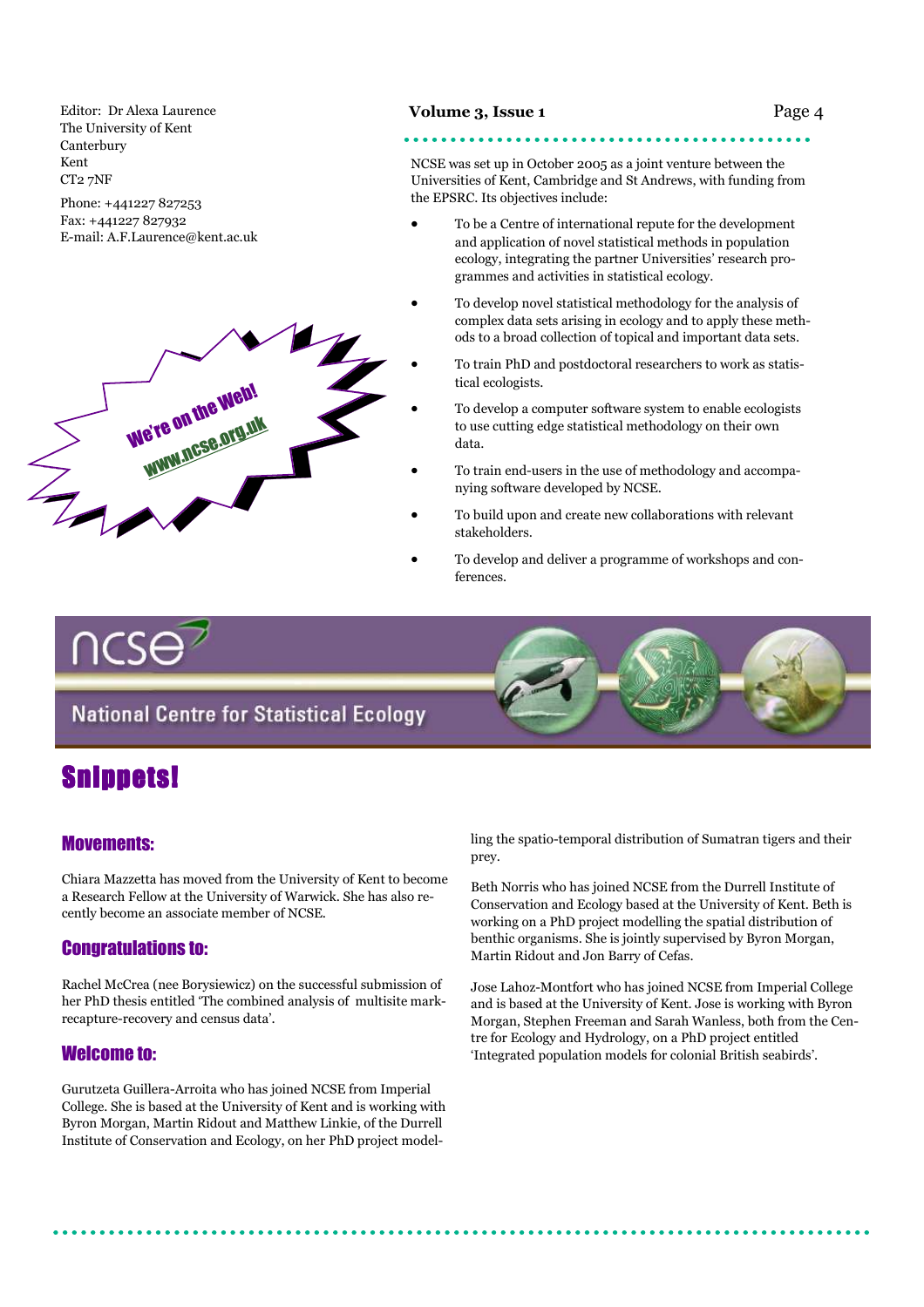Editor: Dr Alexa Laurence
The University of Kent
Canterbury
Kent
CT2 7NF

Phone: +441227 827253
Fax: +441227 827932
E-mail: A.F.Laurence@kent.ac.uk

We're on the Web!
www.ncse.org.uk

NCSE was set up in October 2005 as a joint venture between the Universities of Kent, Cambridge and St Andrews, with funding from the EPSRC. Its objectives include:

- To be a Centre of international repute for the development and application of novel statistical methods in population ecology, integrating the partner Universities' research programmes and activities in statistical ecology.
- To develop novel statistical methodology for the analysis of complex data sets arising in ecology and to apply these methods to a broad collection of topical and important data sets.
- To train PhD and postdoctoral researchers to work as statistical ecologists.
- To develop a computer software system to enable ecologists to use cutting edge statistical methodology on their own data.
- To train end-users in the use of methodology and accompanying software developed by NCSE.
- To build upon and create new collaborations with relevant stakeholders.
- To develop and deliver a programme of workshops and conferences.

ncse

National Centre for Statistical Ecology

# Snippets!

## Movements:

Chiara Mazzetta has moved from the University of Kent to become a Research Fellow at the University of Warwick. She has also recently become an associate member of NCSE.

## Congratulations to:

Rachel McCrea (nee Borysiewicz) on the successful submission of her PhD thesis entitled 'The combined analysis of multisite mark-recapture-recovery and census data'.

## Welcome to:

Gurutzeta Guillera-Arroita who has joined NCSE from Imperial College. She is based at the University of Kent and is working with Byron Morgan, Martin Ridout and Matthew Linkie, of the Durrell Institute of Conservation and Ecology, on her PhD project modelling the spatio-temporal distribution of Sumatran tigers and their prey.

Beth Norris who has joined NCSE from the Durrell Institute of Conservation and Ecology based at the University of Kent. Beth is working on a PhD project modelling the spatial distribution of benthic organisms. She is jointly supervised by Byron Morgan, Martin Ridout and Jon Barry of Cefas.

Jose Lahoz-Montfort who has joined NCSE from Imperial College and is based at the University of Kent. Jose is working with Byron Morgan, Stephen Freeman and Sarah Wanless, both from the Centre for Ecology and Hydrology, on a PhD project entitled 'Integrated population models for colonial British seabirds'.